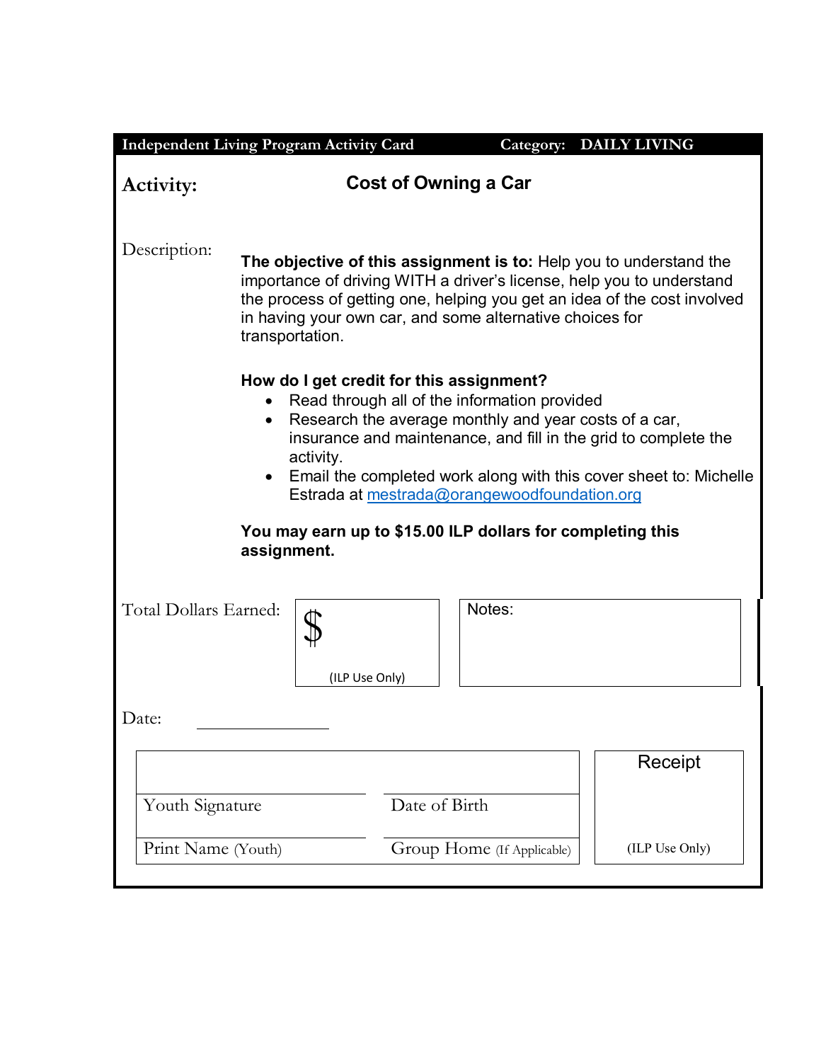**Independent Living Program Activity Card** | **Category: DAILY LIVING**

## Activity: Cost of Owning a Car

Description:

**The objective of this assignment is to:** Help you to understand the importance of driving WITH a driver's license, help you to understand the process of getting one, helping you get an idea of the cost involved in having your own car, and some alternative choices for transportation.

**How do I get credit for this assignment?**

- Read through all of the information provided
- Research the average monthly and year costs of a car, insurance and maintenance, and fill in the grid to complete the activity.
- Email the completed work along with this cover sheet to: Michelle Estrada at mestrada@orangewoodfoundation.org

**You may earn up to $15.00 ILP dollars for completing this assignment.**

Total Dollars Earned: $ ______ (ILP Use Only)

Notes:

Date: ______________

| | | |
|---|---|---|
| Youth Signature | Date of Birth | Receipt |
| Print Name (Youth) | Group Home (If Applicable) | (ILP Use Only) |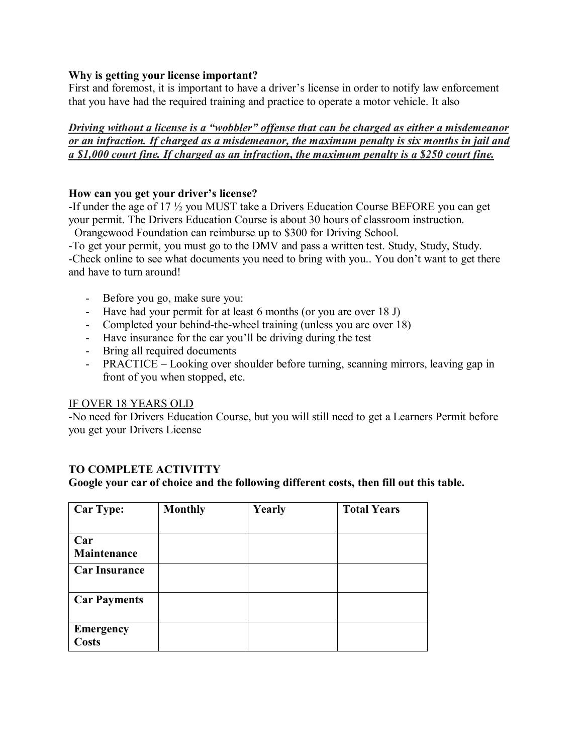**Why is getting your license important?**

First and foremost, it is important to have a driver's license in order to notify law enforcement that you have had the required training and practice to operate a motor vehicle. It also

***Driving without a license is a "wobbler" offense that can be charged as either a misdemeanor or an infraction. If charged as a misdemeanor, the maximum penalty is six months in jail and a $1,000 court fine. If charged as an infraction, the maximum penalty is a $250 court fine.***

**How can you get your driver's license?**

-If under the age of 17 ½ you MUST take a Drivers Education Course BEFORE you can get your permit. The Drivers Education Course is about 30 hours of classroom instruction. Orangewood Foundation can reimburse up to $300 for Driving School.

-To get your permit, you must go to the DMV and pass a written test. Study, Study, Study.

-Check online to see what documents you need to bring with you.. You don't want to get there and have to turn around!

- Before you go, make sure you:
- Have had your permit for at least 6 months (or you are over 18 J)
- Completed your behind-the-wheel training (unless you are over 18)
- Have insurance for the car you'll be driving during the test
- Bring all required documents
- PRACTICE – Looking over shoulder before turning, scanning mirrors, leaving gap in front of you when stopped, etc.

IF OVER 18 YEARS OLD

-No need for Drivers Education Course, but you will still need to get a Learners Permit before you get your Drivers License

**TO COMPLETE ACTIVITTY**

**Google your car of choice and the following different costs, then fill out this table.**

| Car Type: | Monthly | Yearly | Total Years |
|---|---|---|---|
| **Car Maintenance** | | | |
| **Car Insurance** | | | |
| **Car Payments** | | | |
| **Emergency Costs** | | | |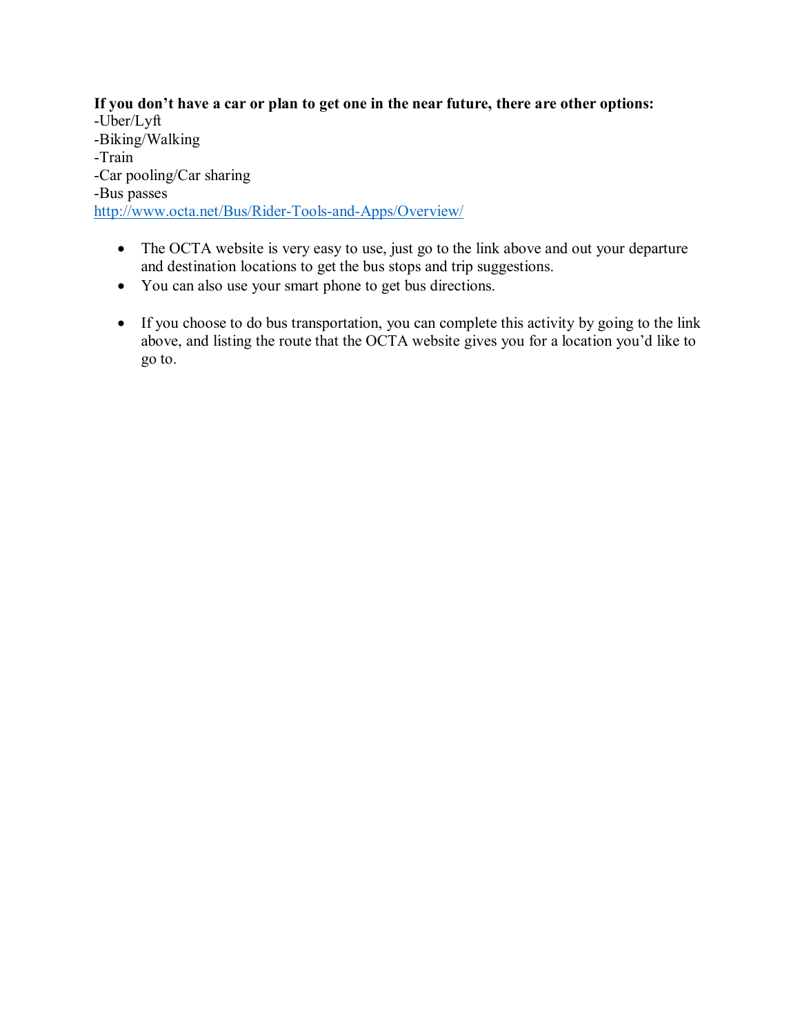**If you don't have a car or plan to get one in the near future, there are other options:**

-Uber/Lyft
-Biking/Walking
-Train
-Car pooling/Car sharing
-Bus passes
http://www.octa.net/Bus/Rider-Tools-and-Apps/Overview/

- The OCTA website is very easy to use, just go to the link above and out your departure and destination locations to get the bus stops and trip suggestions.
- You can also use your smart phone to get bus directions.

- If you choose to do bus transportation, you can complete this activity by going to the link above, and listing the route that the OCTA website gives you for a location you'd like to go to.